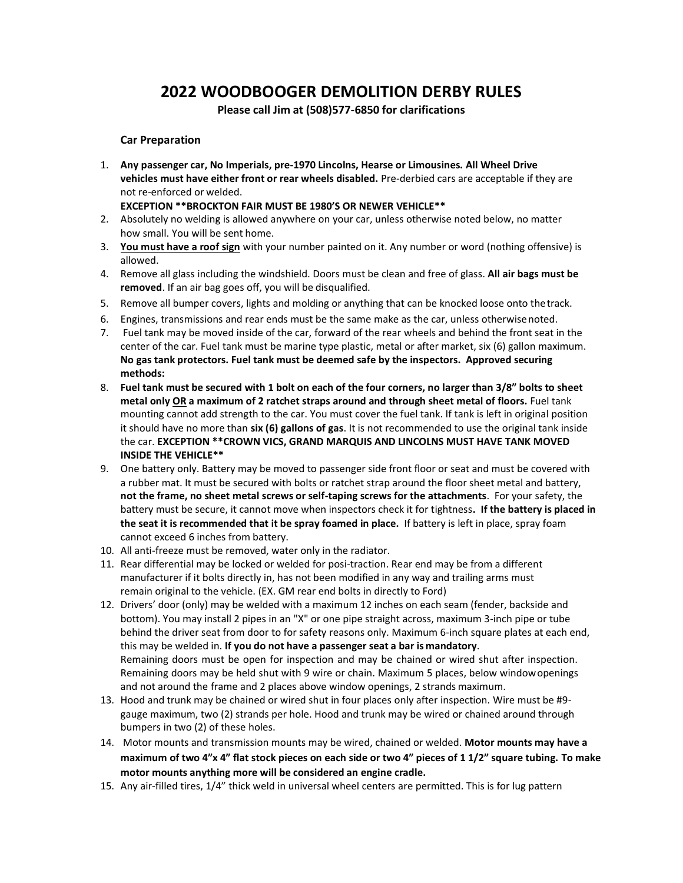# 2022 WOODBOOGER DEMOLITION DERBY RULES

**Please call Jim at (508)577-6850 for clarifications**

### Car Preparation

1. **Any passenger car, No Imperials, pre-1970 Lincolns, Hearse or Limousines. All Wheel Drive vehicles must have either front or rear wheels disabled.** Pre-derbied cars are acceptable if they are not re-enforced or welded.
   **EXCEPTION **BROCKTON FAIR MUST BE 1980'S OR NEWER VEHICLE****
2. Absolutely no welding is allowed anywhere on your car, unless otherwise noted below, no matter how small. You will be sent home.
3. **<u>You must have a roof sign</u>** with your number painted on it. Any number or word (nothing offensive) is allowed.
4. Remove all glass including the windshield. Doors must be clean and free of glass. **All air bags must be removed**. If an air bag goes off, you will be disqualified.
5. Remove all bumper covers, lights and molding or anything that can be knocked loose onto the track.
6. Engines, transmissions and rear ends must be the same make as the car, unless otherwise noted.
7. Fuel tank may be moved inside of the car, forward of the rear wheels and behind the front seat in the center of the car. Fuel tank must be marine type plastic, metal or after market, six (6) gallon maximum. **No gas tank protectors. Fuel tank must be deemed safe by the inspectors. Approved securing methods:**
8. **Fuel tank must be secured with 1 bolt on each of the four corners, no larger than 3/8" bolts to sheet metal only <u>OR</u> a maximum of 2 ratchet straps around and through sheet metal of floors.** Fuel tank mounting cannot add strength to the car. You must cover the fuel tank. If tank is left in original position it should have no more than **six (6) gallons of gas**. It is not recommended to use the original tank inside the car. **EXCEPTION **CROWN VICS, GRAND MARQUIS AND LINCOLNS MUST HAVE TANK MOVED INSIDE THE VEHICLE****
9. One battery only. Battery may be moved to passenger side front floor or seat and must be covered with a rubber mat. It must be secured with bolts or ratchet strap around the floor sheet metal and battery, **not the frame, no sheet metal screws or self-taping screws for the attachments**. For your safety, the battery must be secure, it cannot move when inspectors check it for tightness**. If the battery is placed in the seat it is recommended that it be spray foamed in place.** If battery is left in place, spray foam cannot exceed 6 inches from battery.
10. All anti-freeze must be removed, water only in the radiator.
11. Rear differential may be locked or welded for posi-traction. Rear end may be from a different manufacturer if it bolts directly in, has not been modified in any way and trailing arms must remain original to the vehicle. (EX. GM rear end bolts in directly to Ford)
12. Drivers' door (only) may be welded with a maximum 12 inches on each seam (fender, backside and bottom). You may install 2 pipes in an "X" or one pipe straight across, maximum 3-inch pipe or tube behind the driver seat from door to for safety reasons only. Maximum 6-inch square plates at each end, this may be welded in. **If you do not have a passenger seat a bar is mandatory**.
   Remaining doors must be open for inspection and may be chained or wired shut after inspection. Remaining doors may be held shut with 9 wire or chain. Maximum 5 places, below window openings and not around the frame and 2 places above window openings, 2 strands maximum.
13. Hood and trunk may be chained or wired shut in four places only after inspection. Wire must be #9-gauge maximum, two (2) strands per hole. Hood and trunk may be wired or chained around through bumpers in two (2) of these holes.
14. Motor mounts and transmission mounts may be wired, chained or welded. **Motor mounts may have a maximum of two 4"x 4" flat stock pieces on each side or two 4" pieces of 1 1/2" square tubing. To make motor mounts anything more will be considered an engine cradle.**
15. Any air-filled tires, 1/4" thick weld in universal wheel centers are permitted. This is for lug pattern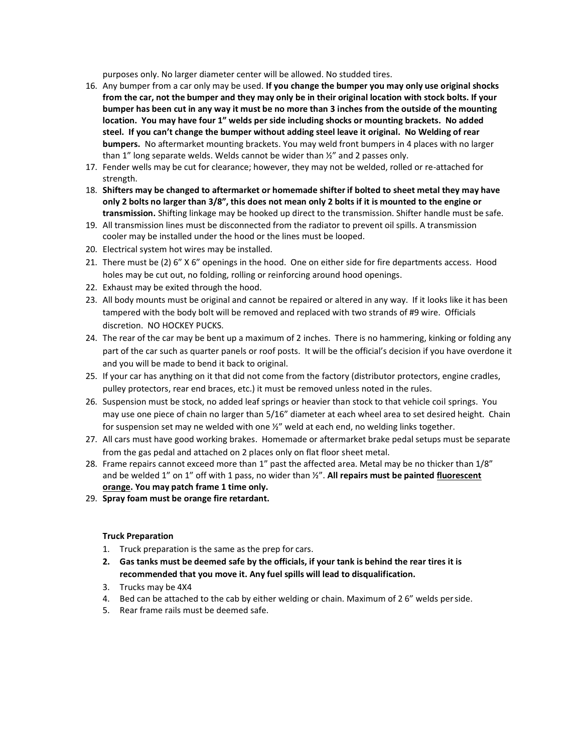purposes only. No larger diameter center will be allowed. No studded tires.

16. Any bumper from a car only may be used. **If you change the bumper you may only use original shocks from the car, not the bumper and they may only be in their original location with stock bolts. If your bumper has been cut in any way it must be no more than 3 inches from the outside of the mounting location. You may have four 1" welds per side including shocks or mounting brackets. No added steel. If you can't change the bumper without adding steel leave it original. No Welding of rear bumpers.** No aftermarket mounting brackets. You may weld front bumpers in 4 places with no larger than 1" long separate welds. Welds cannot be wider than ½" and 2 passes only.
17. Fender wells may be cut for clearance; however, they may not be welded, rolled or re-attached for strength.
18. **Shifters may be changed to aftermarket or homemade shifter if bolted to sheet metal they may have only 2 bolts no larger than 3/8", this does not mean only 2 bolts if it is mounted to the engine or transmission.** Shifting linkage may be hooked up direct to the transmission. Shifter handle must be safe.
19. All transmission lines must be disconnected from the radiator to prevent oil spills. A transmission cooler may be installed under the hood or the lines must be looped.
20. Electrical system hot wires may be installed.
21. There must be (2) 6" X 6" openings in the hood. One on either side for fire departments access. Hood holes may be cut out, no folding, rolling or reinforcing around hood openings.
22. Exhaust may be exited through the hood.
23. All body mounts must be original and cannot be repaired or altered in any way. If it looks like it has been tampered with the body bolt will be removed and replaced with two strands of #9 wire. Officials discretion. NO HOCKEY PUCKS.
24. The rear of the car may be bent up a maximum of 2 inches. There is no hammering, kinking or folding any part of the car such as quarter panels or roof posts. It will be the official's decision if you have overdone it and you will be made to bend it back to original.
25. If your car has anything on it that did not come from the factory (distributor protectors, engine cradles, pulley protectors, rear end braces, etc.) it must be removed unless noted in the rules.
26. Suspension must be stock, no added leaf springs or heavier than stock to that vehicle coil springs. You may use one piece of chain no larger than 5/16" diameter at each wheel area to set desired height. Chain for suspension set may ne welded with one ½" weld at each end, no welding links together.
27. All cars must have good working brakes. Homemade or aftermarket brake pedal setups must be separate from the gas pedal and attached on 2 places only on flat floor sheet metal.
28. Frame repairs cannot exceed more than 1" past the affected area. Metal may be no thicker than 1/8" and be welded 1" on 1" off with 1 pass, no wider than ½". **All repairs must be painted fluorescent orange. You may patch frame 1 time only.**
29. **Spray foam must be orange fire retardant.**

**Truck Preparation**

1. Truck preparation is the same as the prep for cars.
2. **Gas tanks must be deemed safe by the officials, if your tank is behind the rear tires it is recommended that you move it. Any fuel spills will lead to disqualification.**
3. Trucks may be 4X4
4. Bed can be attached to the cab by either welding or chain. Maximum of 2 6" welds per side.
5. Rear frame rails must be deemed safe.